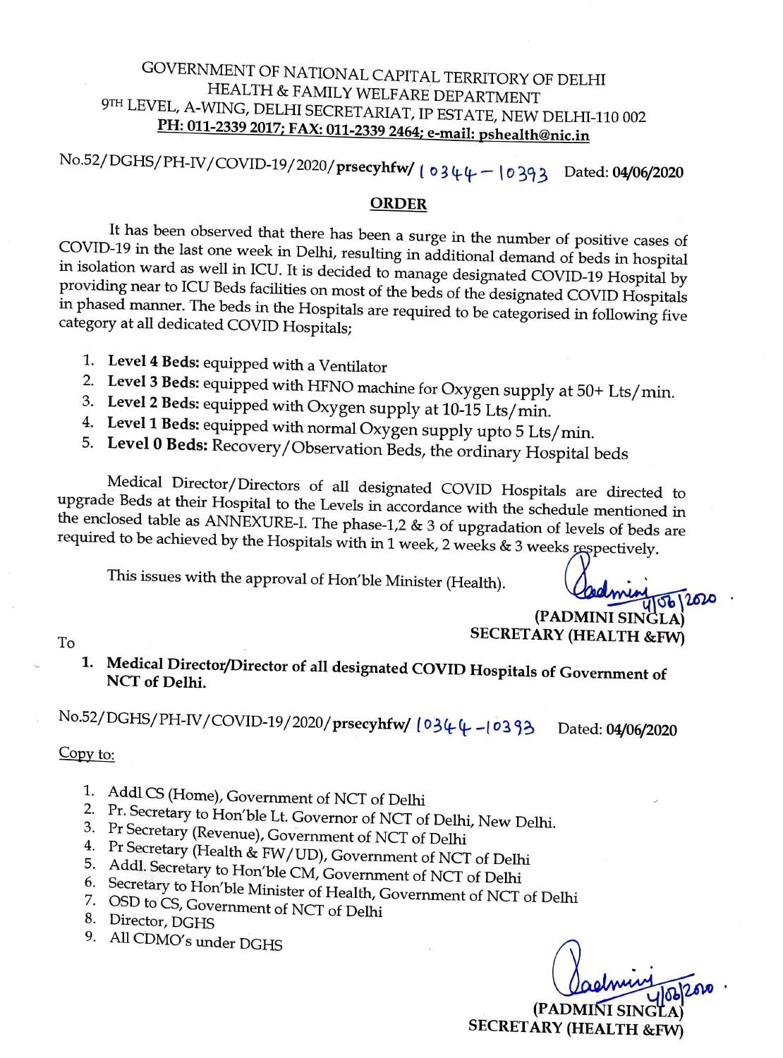# GOVERNMENT OF NATIONAL CAPITAL TERRITORY OF DELHI
## HEALTH & FAMILY WELFARE DEPARTMENT
9TH LEVEL, A-WING, DELHI SECRETARIAT, IP ESTATE, NEW DELHI-110 002

**PH: 011-2339 2017; FAX: 011-2339 2464; e-mail: pshealth@nic.in**

No.52/DGHS/PH-IV/COVID-19/2020/**prsecyhfw/** 10344 – 10393 Dated: **04/06/2020**

## ORDER

It has been observed that there has been a surge in the number of positive cases of COVID-19 in the last one week in Delhi, resulting in additional demand of beds in hospital in isolation ward as well in ICU. It is decided to manage designated COVID-19 Hospital by providing near to ICU Beds facilities on most of the beds of the designated COVID Hospitals in phased manner. The beds in the Hospitals are required to be categorised in following five category at all dedicated COVID Hospitals;

1. **Level 4 Beds:** equipped with a Ventilator
2. **Level 3 Beds:** equipped with HFNO machine for Oxygen supply at 50+ Lts/min.
3. **Level 2 Beds:** equipped with Oxygen supply at 10-15 Lts/min.
4. **Level 1 Beds:** equipped with normal Oxygen supply upto 5 Lts/min.
5. **Level 0 Beds:** Recovery/Observation Beds, the ordinary Hospital beds

Medical Director/Directors of all designated COVID Hospitals are directed to upgrade Beds at their Hospital to the Levels in accordance with the schedule mentioned in the enclosed table as ANNEXURE-I. The phase-1,2 & 3 of upgradation of levels of beds are required to be achieved by the Hospitals with in 1 week, 2 weeks & 3 weeks respectively.

This issues with the approval of Hon'ble Minister (Health).

Padmini 4/06/2020

**(PADMINI SINGLA)**
**SECRETARY (HEALTH &FW)**

To

1. **Medical Director/Director of all designated COVID Hospitals of Government of NCT of Delhi.**

No.52/DGHS/PH-IV/COVID-19/2020/**prsecyhfw/** 10344 – 10393 Dated: **04/06/2020**

Copy to:

1. Addl CS (Home), Government of NCT of Delhi
2. Pr. Secretary to Hon'ble Lt. Governor of NCT of Delhi, New Delhi.
3. Pr Secretary (Revenue), Government of NCT of Delhi
4. Pr Secretary (Health & FW/UD), Government of NCT of Delhi
5. Addl. Secretary to Hon'ble CM, Government of NCT of Delhi
6. Secretary to Hon'ble Minister of Health, Government of NCT of Delhi
7. OSD to CS, Government of NCT of Delhi
8. Director, DGHS
9. All CDMO's under DGHS

Padmini 4/06/2020

**(PADMINI SINGLA)**
**SECRETARY (HEALTH &FW)**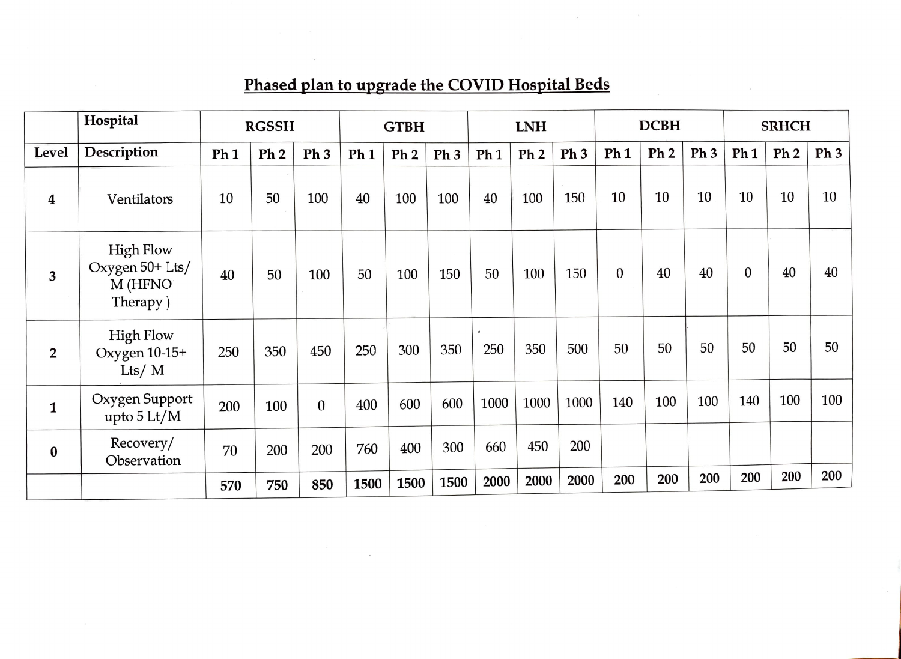## Phased plan to upgrade the COVID Hospital Beds

| | Hospital | RGSSH | | | GTBH | | | LNH | | | DCBH | | | SRHCH | | |
|---|---|---|---|---|---|---|---|---|---|---|---|---|---|---|---|---|
| **Level** | **Description** | **Ph 1** | **Ph 2** | **Ph 3** | **Ph 1** | **Ph 2** | **Ph 3** | **Ph 1** | **Ph 2** | **Ph 3** | **Ph 1** | **Ph 2** | **Ph 3** | **Ph 1** | **Ph 2** | **Ph 3** |
| **4** | Ventilators | 10 | 50 | 100 | 40 | 100 | 100 | 40 | 100 | 150 | 10 | 10 | 10 | 10 | 10 | 10 |
| **3** | High Flow Oxygen 50+ Lts/ M (HFNO Therapy ) | 40 | 50 | 100 | 50 | 100 | 150 | 50 | 100 | 150 | 0 | 40 | 40 | 0 | 40 | 40 |
| **2** | High Flow Oxygen 10-15+ Lts/ M | 250 | 350 | 450 | 250 | 300 | 350 | 250 | 350 | 500 | 50 | 50 | 50 | 50 | 50 | 50 |
| **1** | Oxygen Support upto 5 Lt/M | 200 | 100 | 0 | 400 | 600 | 600 | 1000 | 1000 | 1000 | 140 | 100 | 100 | 140 | 100 | 100 |
| **0** | Recovery/ Observation | 70 | 200 | 200 | 760 | 400 | 300 | 660 | 450 | 200 | | | | | | |
| | | **570** | **750** | **850** | **1500** | **1500** | **1500** | **2000** | **2000** | **2000** | **200** | **200** | **200** | **200** | **200** | **200** |